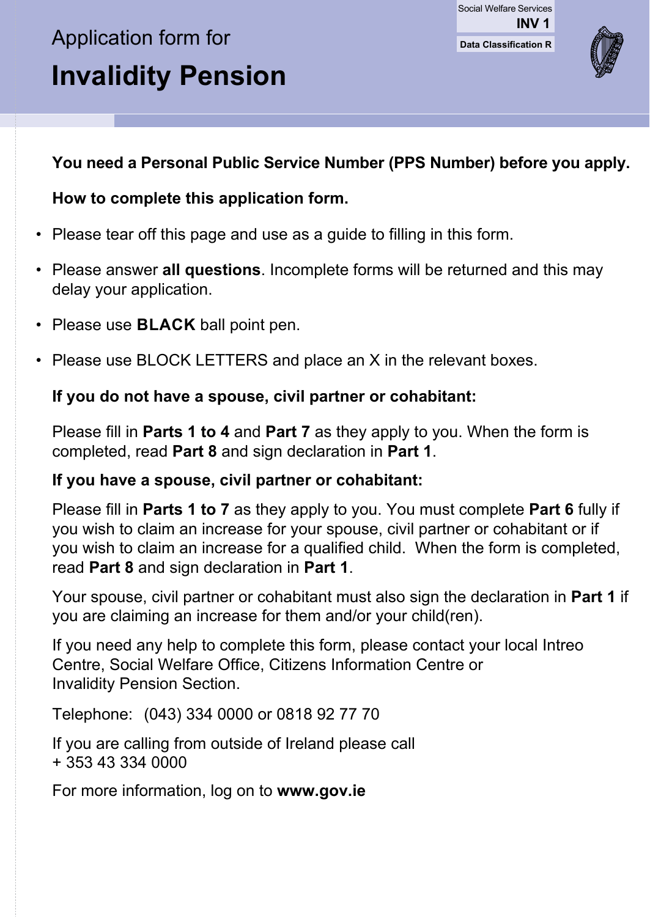Social Welfare Services

**INV 1**

**Data Classification R**

Application form for

# Invalidity Pension

**You need a Personal Public Service Number (PPS Number) before you apply.**

**How to complete this application form.**

- Please tear off this page and use as a guide to filling in this form.
- Please answer **all questions**. Incomplete forms will be returned and this may delay your application.
- Please use **BLACK** ball point pen.
- Please use BLOCK LETTERS and place an X in the relevant boxes.

**If you do not have a spouse, civil partner or cohabitant:**

Please fill in **Parts 1 to 4** and **Part 7** as they apply to you. When the form is completed, read **Part 8** and sign declaration in **Part 1**.

**If you have a spouse, civil partner or cohabitant:**

Please fill in **Parts 1 to 7** as they apply to you. You must complete **Part 6** fully if you wish to claim an increase for your spouse, civil partner or cohabitant or if you wish to claim an increase for a qualified child. When the form is completed, read **Part 8** and sign declaration in **Part 1**.

Your spouse, civil partner or cohabitant must also sign the declaration in **Part 1** if you are claiming an increase for them and/or your child(ren).

If you need any help to complete this form, please contact your local Intreo Centre, Social Welfare Office, Citizens Information Centre or Invalidity Pension Section.

Telephone: (043) 334 0000 or 0818 92 77 70

If you are calling from outside of Ireland please call + 353 43 334 0000

For more information, log on to **www.gov.ie**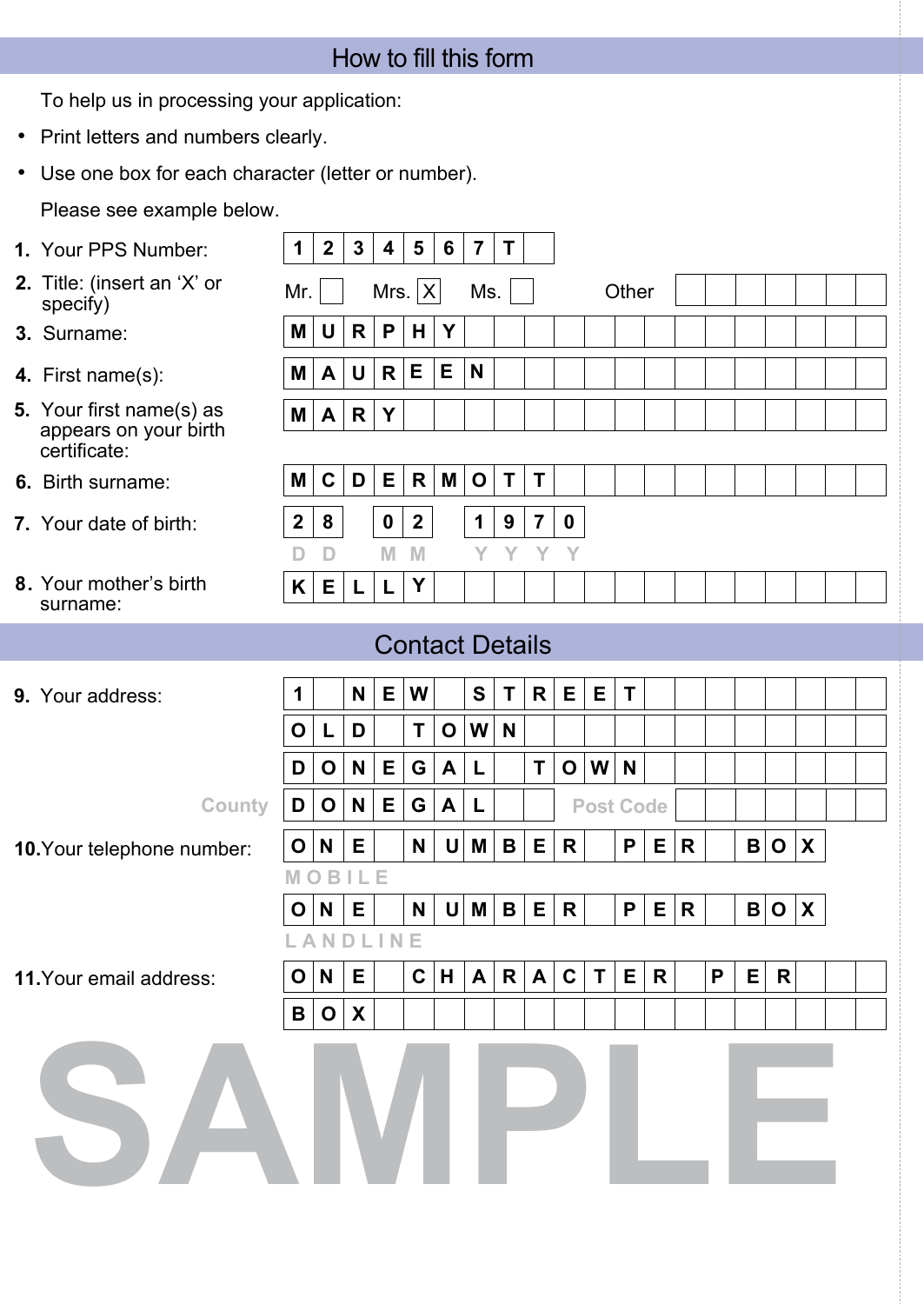## How to fill this form

To help us in processing your application:

- Print letters and numbers clearly.
- Use one box for each character (letter or number).

Please see example below.

1. Your PPS Number: 1234567T
2. Title: (insert an 'X' or specify) Mr. [ ] Mrs. [X] Ms. [ ] Other
3. Surname: MURPHY
4. First name(s): MAUREEN
5. Your first name(s) as appears on your birth certificate: MARY
6. Birth surname: MCDERMOTT
7. Your date of birth: 28 02 1970 (DD MM YYYY)
8. Your mother's birth surname: KELLY

## Contact Details

9. Your address:
   1 NEW STREET
   OLD TOWN
   DONEGAL TOWN
   County: DONEGAL Post Code:
10. Your telephone number:
    ONE NUMBER PER BOX
    MOBILE
    ONE NUMBER PER BOX
    LANDLINE
11. Your email address:
    ONE CHARACTER PER
    BOX

SAMPLE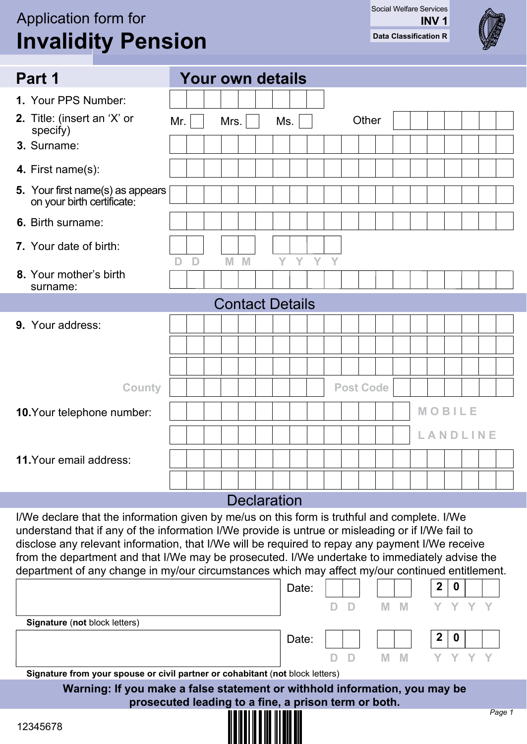Application form for

# Invalidity Pension

Social Welfare Services
**INV 1**
**Data Classification R**

## Part 1 — Your own details

1. Your PPS Number:
2. Title: (insert an 'X' or specify) Mr. ☐ Mrs. ☐ Ms. ☐ Other
3. Surname:
4. First name(s):
5. Your first name(s) as appears on your birth certificate:
6. Birth surname:
7. Your date of birth: D D M M Y Y Y Y
8. Your mother's birth surname:

## Contact Details

9. Your address:

   County / Post Code

10. Your telephone number: MOBILE / LANDLINE
11. Your email address:

## Declaration

I/We declare that the information given by me/us on this form is truthful and complete. I/We understand that if any of the information I/We provide is untrue or misleading or if I/We fail to disclose any relevant information, that I/We will be required to repay any payment I/We receive from the department and that I/We may be prosecuted. I/We undertake to immediately advise the department of any change in my/our circumstances which may affect my/our continued entitlement.

**Signature** (**not** block letters) Date: D D M M 2 0 Y Y

**Signature from your spouse or civil partner or cohabitant** (**not** block letters) Date: D D M M 2 0 Y Y

**Warning: If you make a false statement or withhold information, you may be prosecuted leading to a fine, a prison term or both.**

12345678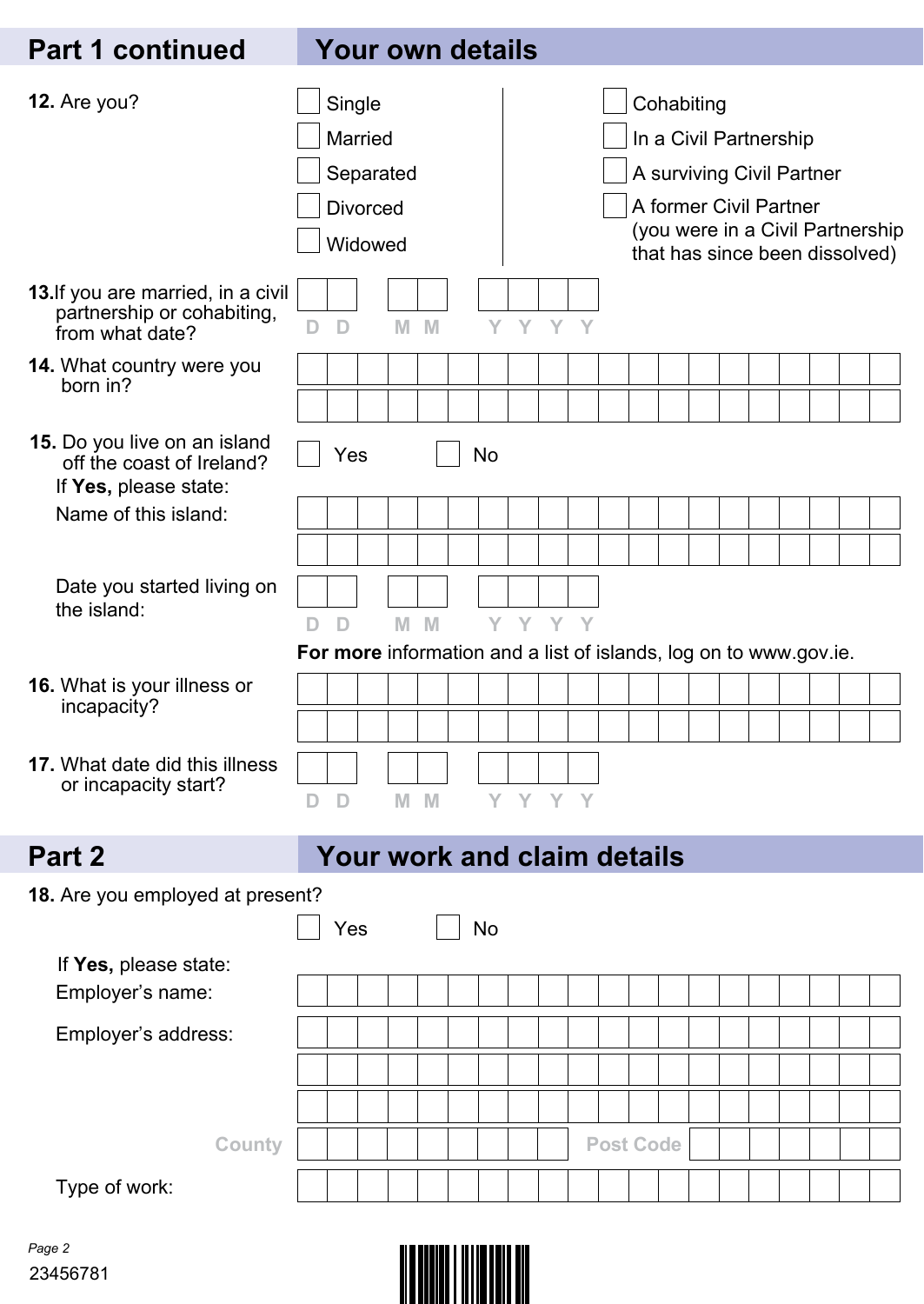## Part 1 continued — Your own details

**12.** Are you?

- ☐ Single
- ☐ Married
- ☐ Separated
- ☐ Divorced
- ☐ Widowed
- ☐ Cohabiting
- ☐ In a Civil Partnership
- ☐ A surviving Civil Partner
- ☐ A former Civil Partner (you were in a Civil Partnership that has since been dissolved)

**13.** If you are married, in a civil partnership or cohabiting, from what date?

D D M M Y Y Y Y

**14.** What country were you born in?

**15.** Do you live on an island off the coast of Ireland?

☐ Yes ☐ No

If **Yes,** please state:

Name of this island:

Date you started living on the island:

D D M M Y Y Y Y

**For more** information and a list of islands, log on to www.gov.ie.

**16.** What is your illness or incapacity?

**17.** What date did this illness or incapacity start?

D D M M Y Y Y Y

## Part 2 — Your work and claim details

**18.** Are you employed at present?

☐ Yes ☐ No

If **Yes,** please state:

Employer's name:

Employer's address:

County

Post Code

Type of work:

23456781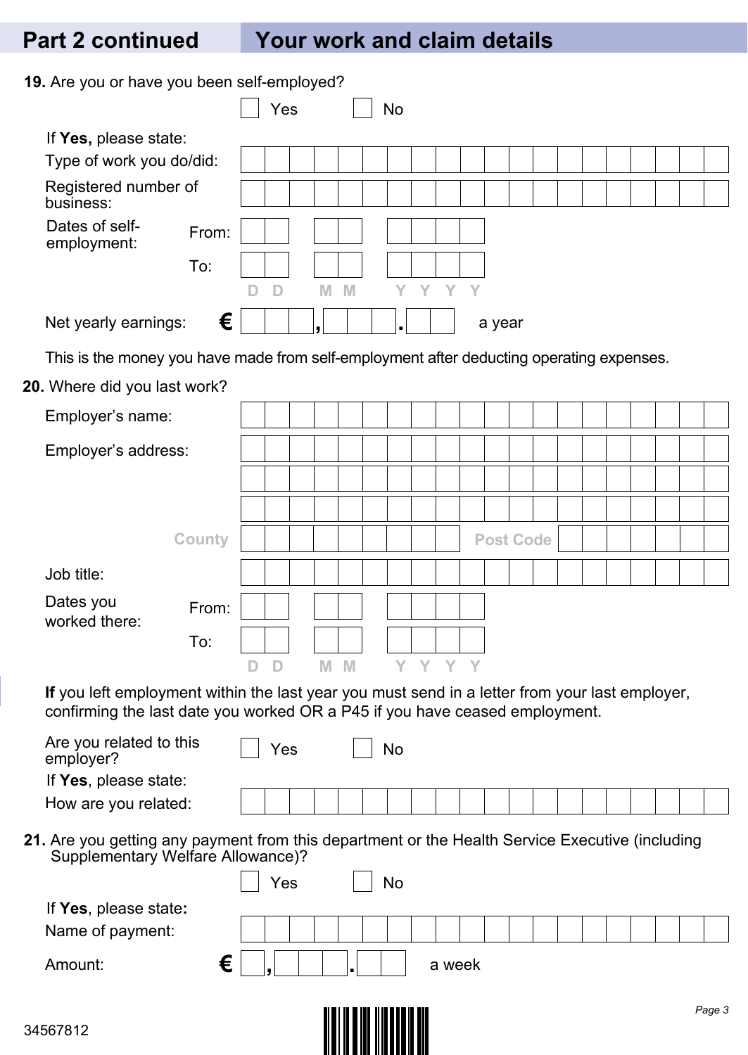## Part 2 continued — Your work and claim details

**19.** Are you or have you been self-employed?

☐ Yes ☐ No

If **Yes,** please state:

Type of work you do/did:

Registered number of business:

Dates of self-employment:
- From: D D / M M / Y Y Y Y
- To: D D / M M / Y Y Y Y

Net yearly earnings: € ___ , ___ . ___ a year

This is the money you have made from self-employment after deducting operating expenses.

**20.** Where did you last work?

Employer's name:

Employer's address:

County / Post Code

Job title:

Dates you worked there:
- From: D D / M M / Y Y Y Y
- To: D D / M M / Y Y Y Y

**If** you left employment within the last year you must send in a letter from your last employer, confirming the last date you worked OR a P45 if you have ceased employment.

Are you related to this employer? ☐ Yes ☐ No

If **Yes**, please state:

How are you related:

**21.** Are you getting any payment from this department or the Health Service Executive (including Supplementary Welfare Allowance)?

☐ Yes ☐ No

If **Yes**, please state**:**

Name of payment:

Amount: € ___ , ___ . ___ a week

34567812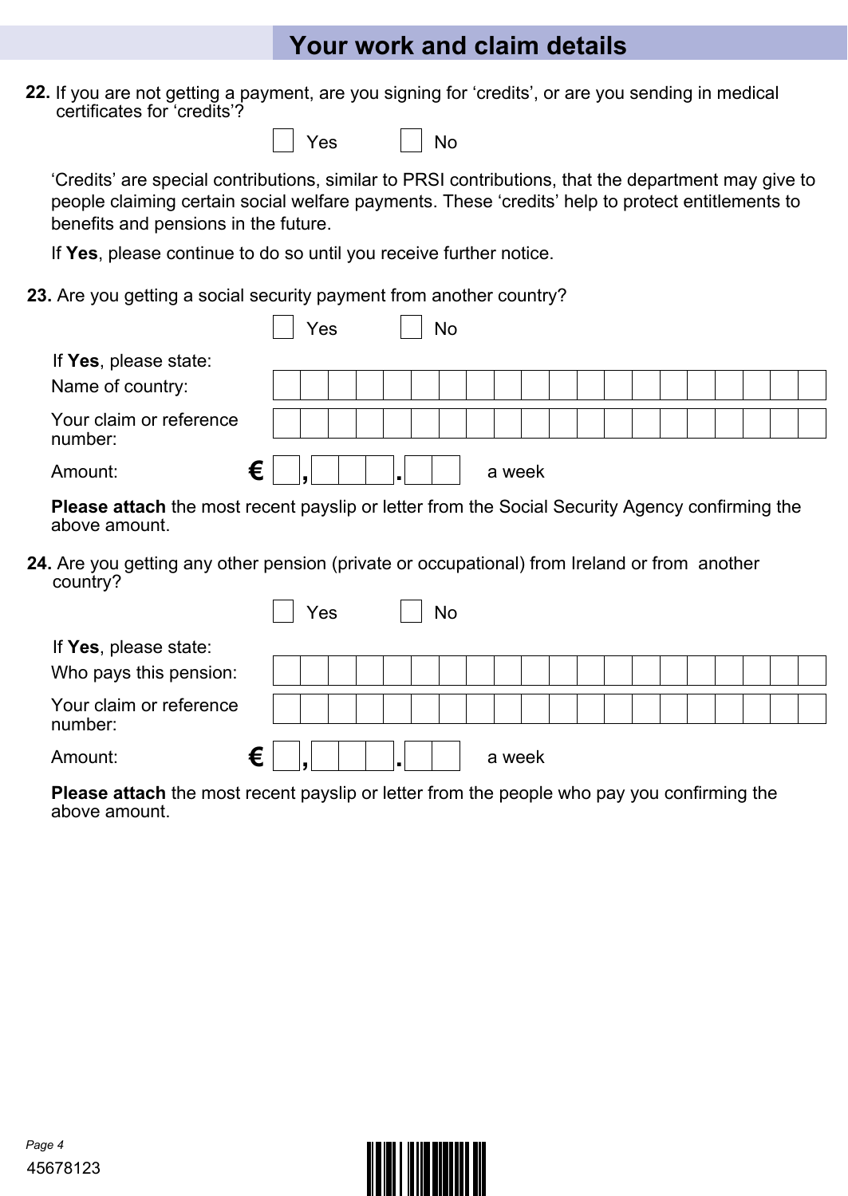## Your work and claim details

**22.** If you are not getting a payment, are you signing for 'credits', or are you sending in medical certificates for 'credits'?

☐ Yes ☐ No

'Credits' are special contributions, similar to PRSI contributions, that the department may give to people claiming certain social welfare payments. These 'credits' help to protect entitlements to benefits and pensions in the future.

If **Yes**, please continue to do so until you receive further notice.

**23.** Are you getting a social security payment from another country?

☐ Yes ☐ No

If **Yes**, please state:

Name of country: ____________________

Your claim or reference number: ____________________

Amount: € \_ , \_ \_ \_ . \_ \_ a week

**Please attach** the most recent payslip or letter from the Social Security Agency confirming the above amount.

**24.** Are you getting any other pension (private or occupational) from Ireland or from another country?

☐ Yes ☐ No

If **Yes**, please state:

Who pays this pension: ____________________

Your claim or reference number: ____________________

Amount: € \_ , \_ \_ \_ . \_ \_ a week

**Please attach** the most recent payslip or letter from the people who pay you confirming the above amount.

45678123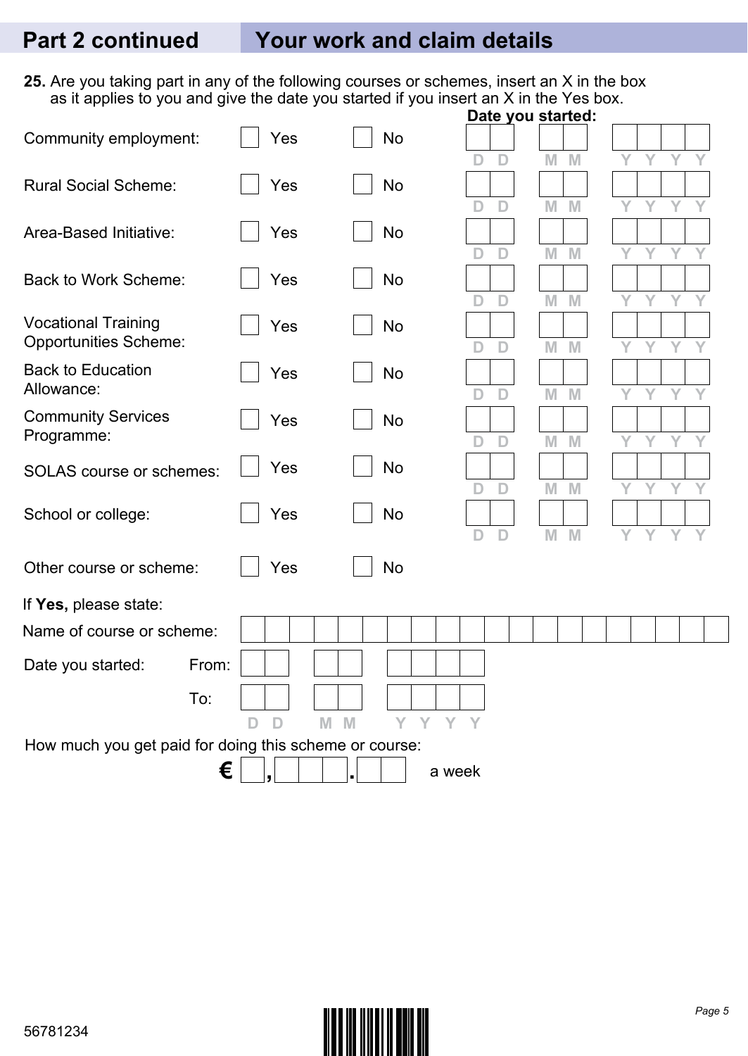## Part 2 continued — Your work and claim details

**25.** Are you taking part in any of the following courses or schemes, insert an X in the box as it applies to you and give the date you started if you insert an X in the Yes box.

| | | | Date you started: |
|---|---|---|---|
| Community employment: | ☐ Yes | ☐ No | DD / MM / YYYY |
| Rural Social Scheme: | ☐ Yes | ☐ No | DD / MM / YYYY |
| Area-Based Initiative: | ☐ Yes | ☐ No | DD / MM / YYYY |
| Back to Work Scheme: | ☐ Yes | ☐ No | DD / MM / YYYY |
| Vocational Training Opportunities Scheme: | ☐ Yes | ☐ No | DD / MM / YYYY |
| Back to Education Allowance: | ☐ Yes | ☐ No | DD / MM / YYYY |
| Community Services Programme: | ☐ Yes | ☐ No | DD / MM / YYYY |
| SOLAS course or schemes: | ☐ Yes | ☐ No | DD / MM / YYYY |
| School or college: | ☐ Yes | ☐ No | DD / MM / YYYY |
| Other course or scheme: | ☐ Yes | ☐ No | |

If **Yes,** please state:

Name of course or scheme: ______________________

Date you started: From: DD / MM / YYYY

To: DD / MM / YYYY

How much you get paid for doing this scheme or course:

€ _ , _ _ _ . _ _ a week

56781234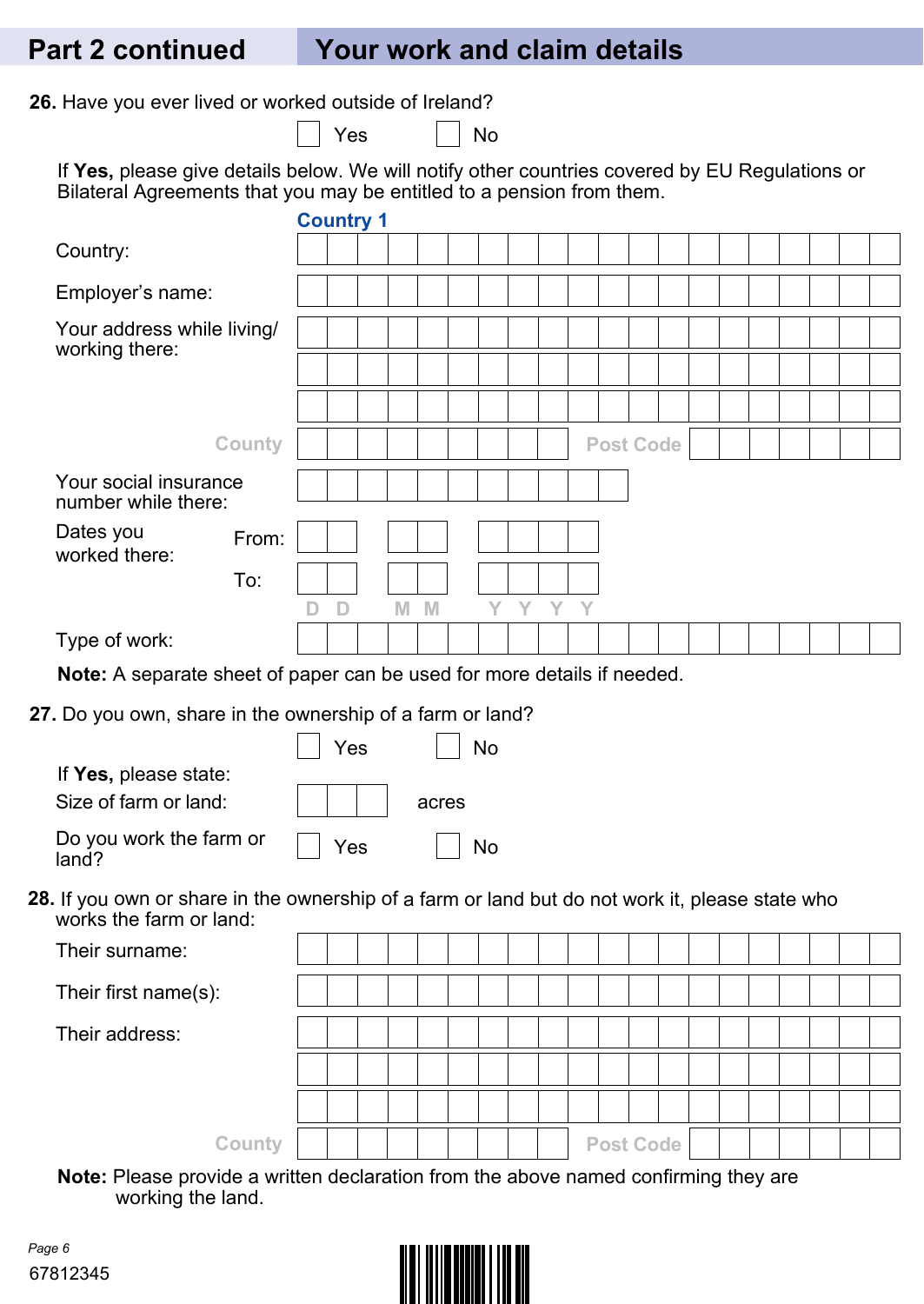## Part 2 continued — Your work and claim details

**26.** Have you ever lived or worked outside of Ireland?

☐ Yes ☐ No

If **Yes,** please give details below. We will notify other countries covered by EU Regulations or Bilateral Agreements that you may be entitled to a pension from them.

**Country 1**

Country:

Employer's name:

Your address while living/ working there:

County Post Code

Your social insurance number while there:

Dates you worked there: From: DD MM YYYY To: DD MM YYYY

Type of work:

**Note:** A separate sheet of paper can be used for more details if needed.

**27.** Do you own, share in the ownership of a farm or land?

☐ Yes ☐ No

If **Yes,** please state:

Size of farm or land: acres

Do you work the farm or land? ☐ Yes ☐ No

**28.** If you own or share in the ownership of a farm or land but do not work it, please state who works the farm or land:

Their surname:

Their first name(s):

Their address:

County Post Code

**Note:** Please provide a written declaration from the above named confirming they are working the land.

67812345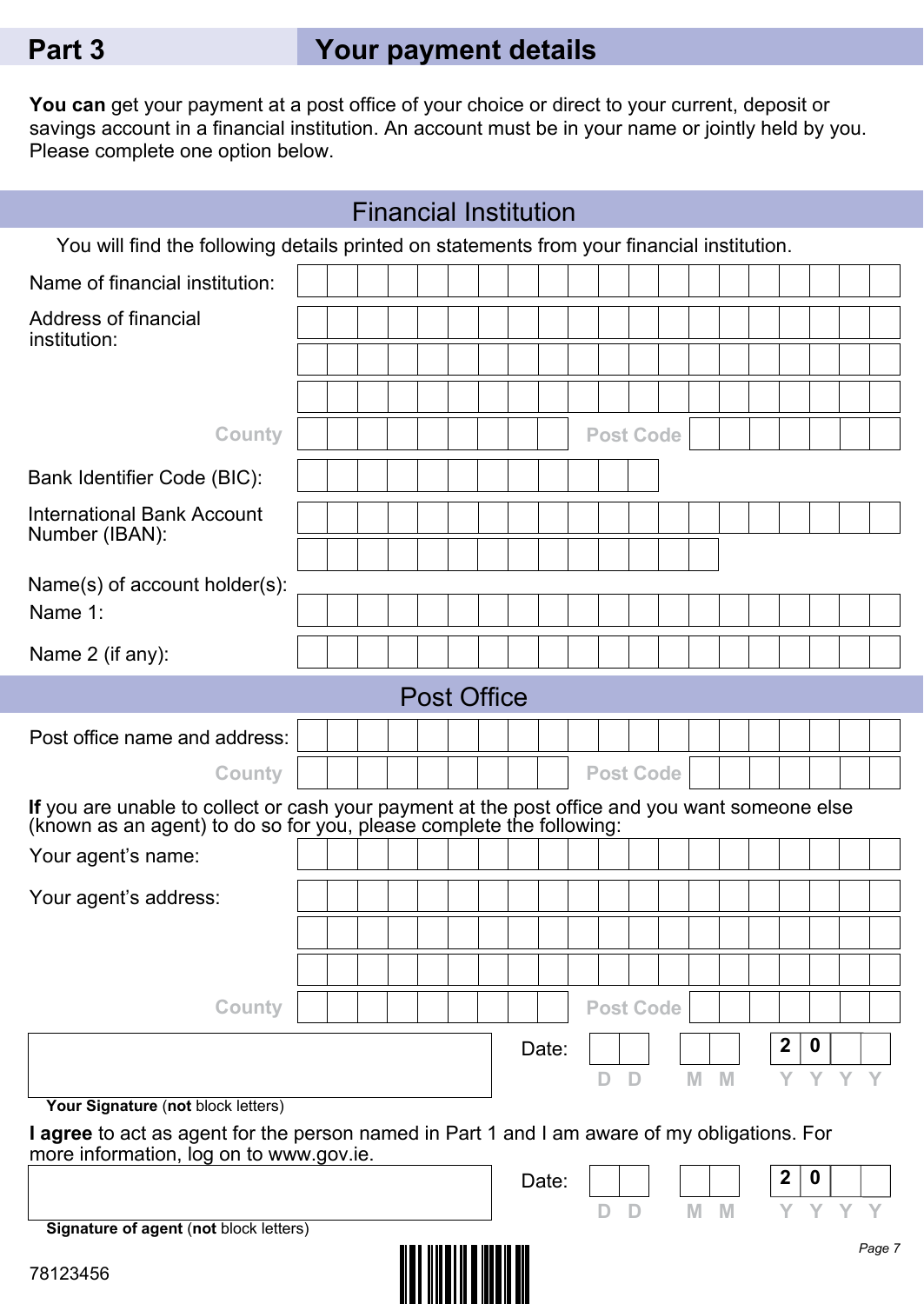## Part 3 Your payment details

**You can** get your payment at a post office of your choice or direct to your current, deposit or savings account in a financial institution. An account must be in your name or jointly held by you. Please complete one option below.

### Financial Institution

You will find the following details printed on statements from your financial institution.

Name of financial institution:

Address of financial institution:

County Post Code

Bank Identifier Code (BIC):

International Bank Account Number (IBAN):

Name(s) of account holder(s):

Name 1:

Name 2 (if any):

### Post Office

Post office name and address:

County Post Code

**If** you are unable to collect or cash your payment at the post office and you want someone else (known as an agent) to do so for you, please complete the following:

Your agent's name:

Your agent's address:

County Post Code

**Your Signature** (**not** block letters)

Date: D D M M 2 0 Y Y

**I agree** to act as agent for the person named in Part 1 and I am aware of my obligations. For more information, log on to www.gov.ie.

**Signature of agent** (**not** block letters)

Date: D D M M 2 0 Y Y

78123456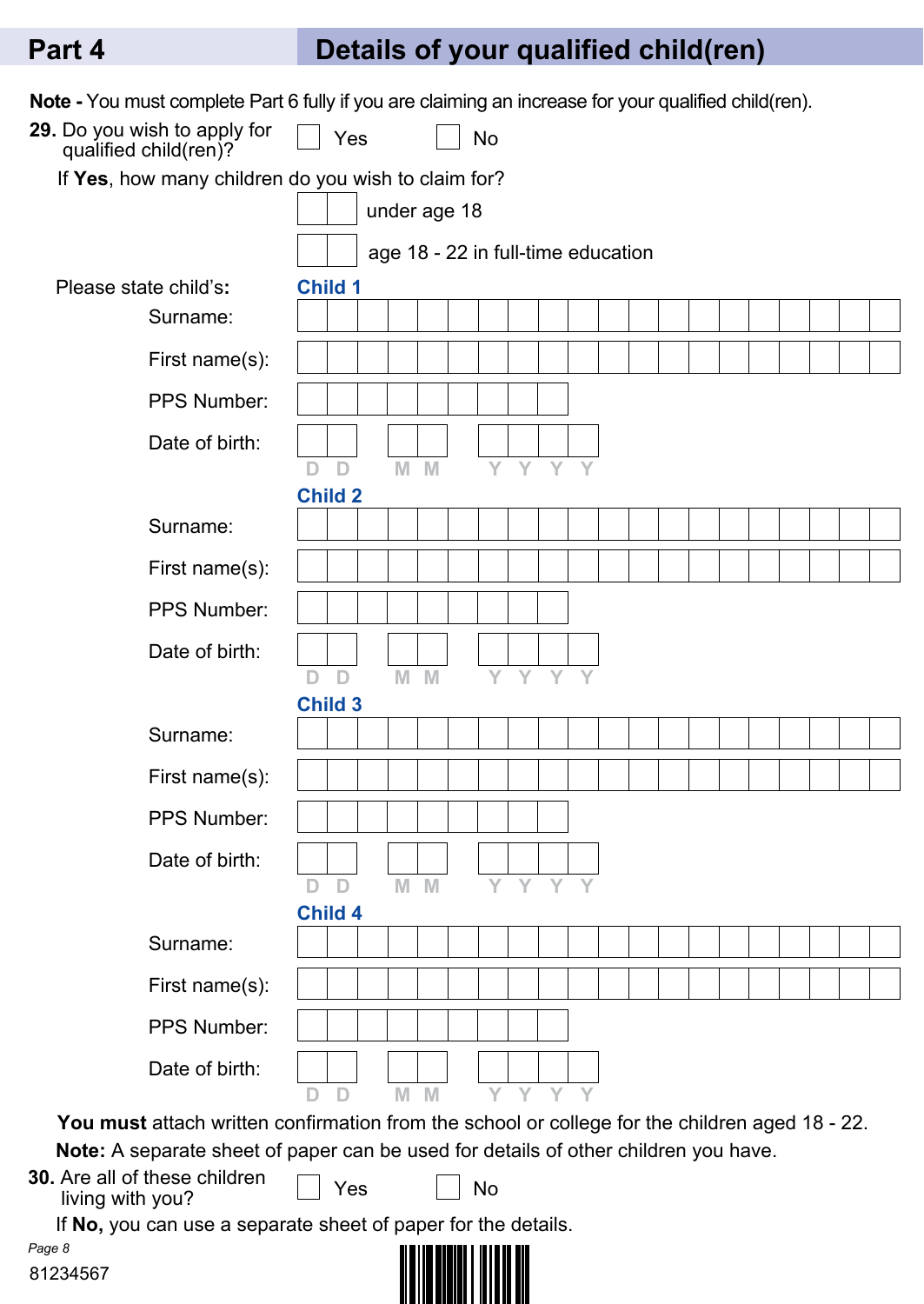## Part 4 Details of your qualified child(ren)

**Note -** You must complete Part 6 fully if you are claiming an increase for your qualified child(ren).

**29.** Do you wish to apply for qualified child(ren)? ☐ Yes ☐ No

If **Yes**, how many children do you wish to claim for?

☐☐ under age 18

☐☐ age 18 - 22 in full-time education

Please state child's**:**

**Child 1**

Surname:

First name(s):

PPS Number:

Date of birth: D D M M Y Y Y Y

**Child 2**

Surname:

First name(s):

PPS Number:

Date of birth: D D M M Y Y Y Y

**Child 3**

Surname:

First name(s):

PPS Number:

Date of birth: D D M M Y Y Y Y

**Child 4**

Surname:

First name(s):

PPS Number:

Date of birth: D D M M Y Y Y Y

**You must** attach written confirmation from the school or college for the children aged 18 - 22.

**Note:** A separate sheet of paper can be used for details of other children you have.

**30.** Are all of these children living with you? ☐ Yes ☐ No

If **No,** you can use a separate sheet of paper for the details.

81234567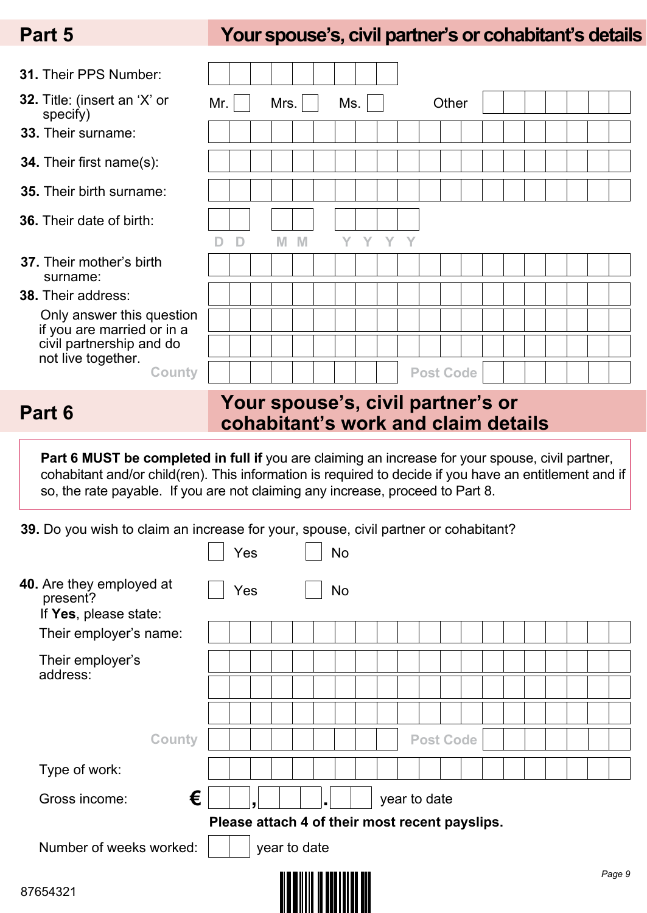## Part 5 — Your spouse's, civil partner's or cohabitant's details

**31.** Their PPS Number:

**32.** Title: (insert an 'X' or specify) Mr. ☐ Mrs. ☐ Ms. ☐ Other

**33.** Their surname:

**34.** Their first name(s):

**35.** Their birth surname:

**36.** Their date of birth: D D M M Y Y Y Y

**37.** Their mother's birth surname:

**38.** Their address:

Only answer this question if you are married or in a civil partnership and do not live together.

County Post Code

## Part 6 — Your spouse's, civil partner's or cohabitant's work and claim details

**Part 6 MUST be completed in full if** you are claiming an increase for your spouse, civil partner, cohabitant and/or child(ren). This information is required to decide if you have an entitlement and if so, the rate payable. If you are not claiming any increase, proceed to Part 8.

**39.** Do you wish to claim an increase for your, spouse, civil partner or cohabitant?

☐ Yes ☐ No

**40.** Are they employed at present? ☐ Yes ☐ No

If **Yes**, please state:

Their employer's name:

Their employer's address:

County Post Code

Type of work:

Gross income: € , . year to date

**Please attach 4 of their most recent payslips.**

Number of weeks worked: year to date

87654321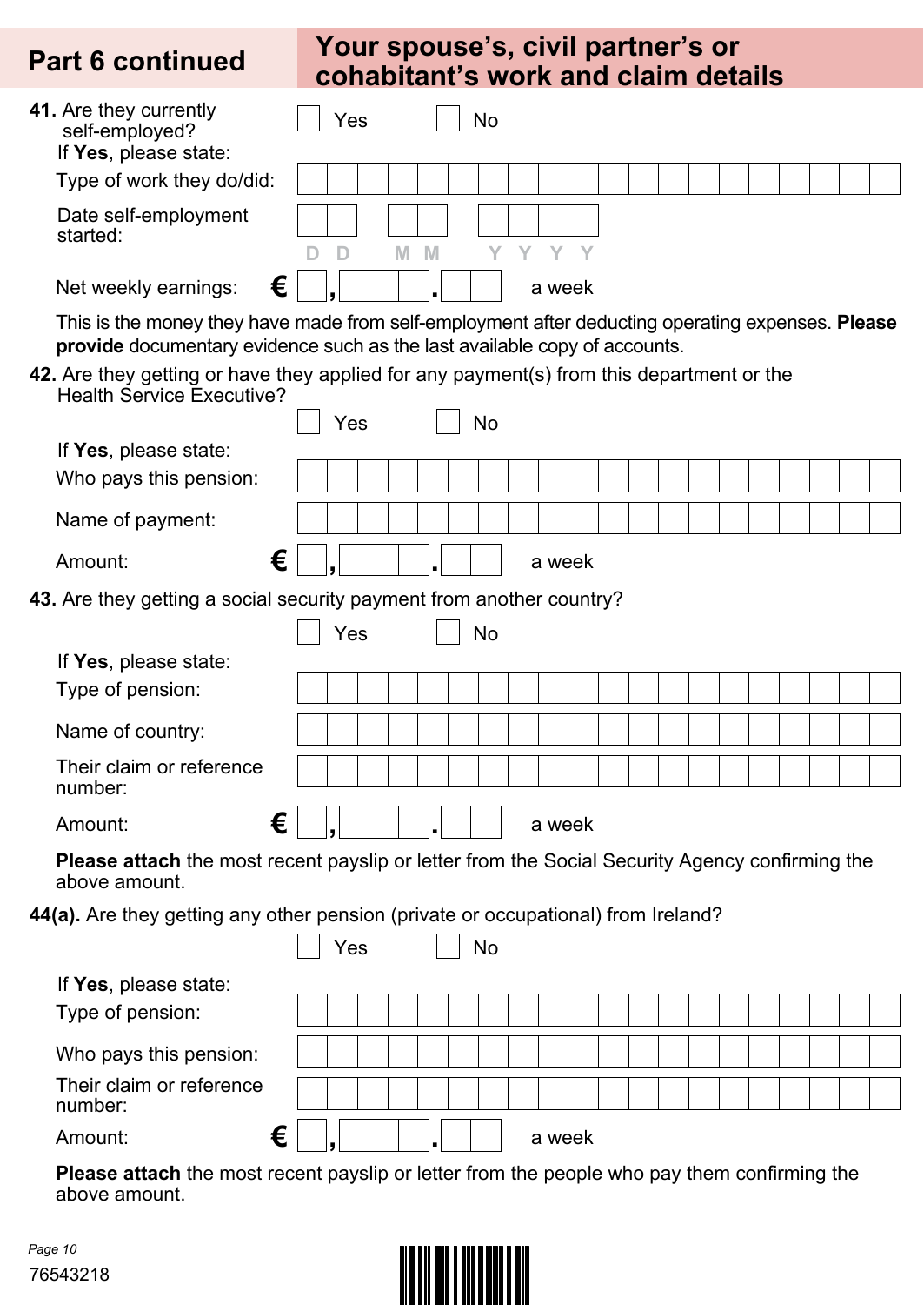## Part 6 continued — Your spouse's, civil partner's or cohabitant's work and claim details

**41.** Are they currently self-employed?

☐ Yes ☐ No

If **Yes**, please state:

Type of work they do/did: ____________________

Date self-employment started: DD / MM / YYYY

Net weekly earnings: € ___,___.___ a week

This is the money they have made from self-employment after deducting operating expenses. **Please provide** documentary evidence such as the last available copy of accounts.

**42.** Are they getting or have they applied for any payment(s) from this department or the Health Service Executive?

☐ Yes ☐ No

If **Yes**, please state:

Who pays this pension: ____________________

Name of payment: ____________________

Amount: € ___,___.___ a week

**43.** Are they getting a social security payment from another country?

☐ Yes ☐ No

If **Yes**, please state:

Type of pension: ____________________

Name of country: ____________________

Their claim or reference number: ____________________

Amount: € ___,___.___ a week

**Please attach** the most recent payslip or letter from the Social Security Agency confirming the above amount.

**44(a).** Are they getting any other pension (private or occupational) from Ireland?

☐ Yes ☐ No

If **Yes**, please state:

Type of pension: ____________________

Who pays this pension: ____________________

Their claim or reference number: ____________________

Amount: € ___,___.___ a week

**Please attach** the most recent payslip or letter from the people who pay them confirming the above amount.

76543218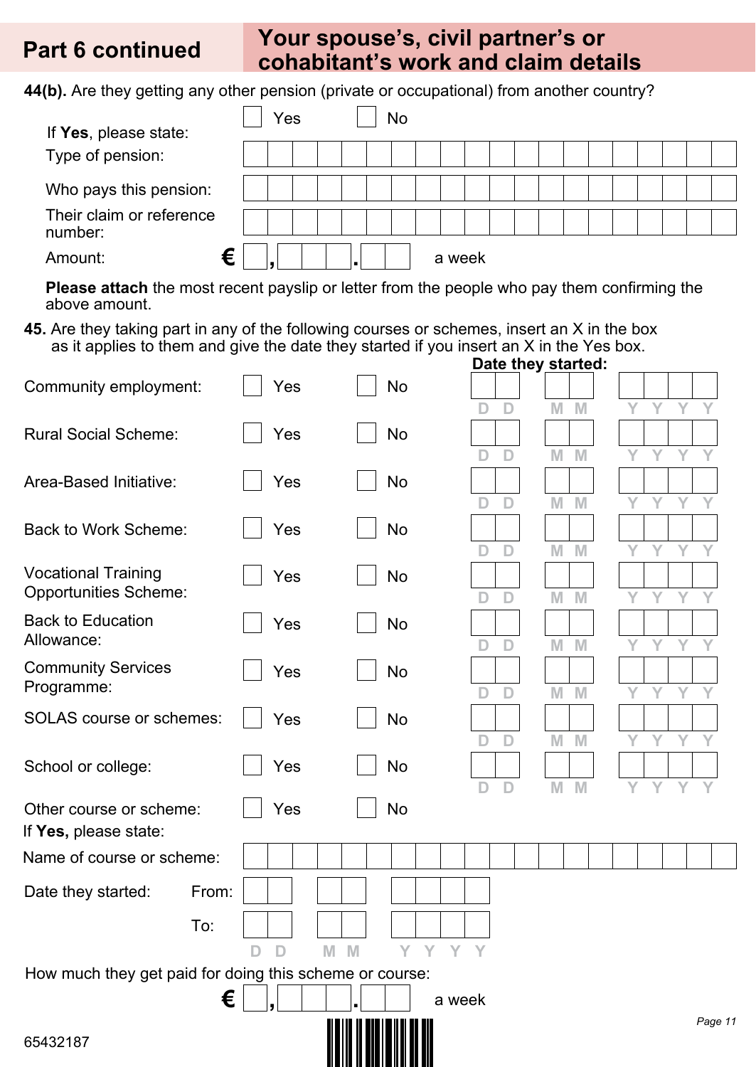## Part 6 continued — Your spouse's, civil partner's or cohabitant's work and claim details

**44(b).** Are they getting any other pension (private or occupational) from another country?

☐ Yes ☐ No

If **Yes**, please state:

Type of pension: ____________________

Who pays this pension: ____________________

Their claim or reference number: ____________________

Amount: € ☐,☐☐☐.☐☐ a week

**Please attach** the most recent payslip or letter from the people who pay them confirming the above amount.

**45.** Are they taking part in any of the following courses or schemes, insert an X in the box as it applies to them and give the date they started if you insert an X in the Yes box.

| | | | Date they started: |
|---|---|---|---|
| Community employment: | ☐ Yes | ☐ No | DD MM YYYY |
| Rural Social Scheme: | ☐ Yes | ☐ No | DD MM YYYY |
| Area-Based Initiative: | ☐ Yes | ☐ No | DD MM YYYY |
| Back to Work Scheme: | ☐ Yes | ☐ No | DD MM YYYY |
| Vocational Training Opportunities Scheme: | ☐ Yes | ☐ No | DD MM YYYY |
| Back to Education Allowance: | ☐ Yes | ☐ No | DD MM YYYY |
| Community Services Programme: | ☐ Yes | ☐ No | DD MM YYYY |
| SOLAS course or schemes: | ☐ Yes | ☐ No | DD MM YYYY |
| School or college: | ☐ Yes | ☐ No | DD MM YYYY |

Other course or scheme: ☐ Yes ☐ No

If **Yes,** please state:

Name of course or scheme: ____________________

Date they started: From: DD MM YYYY

To: DD MM YYYY

How much they get paid for doing this scheme or course:

€ ☐,☐☐☐.☐☐ a week

65432187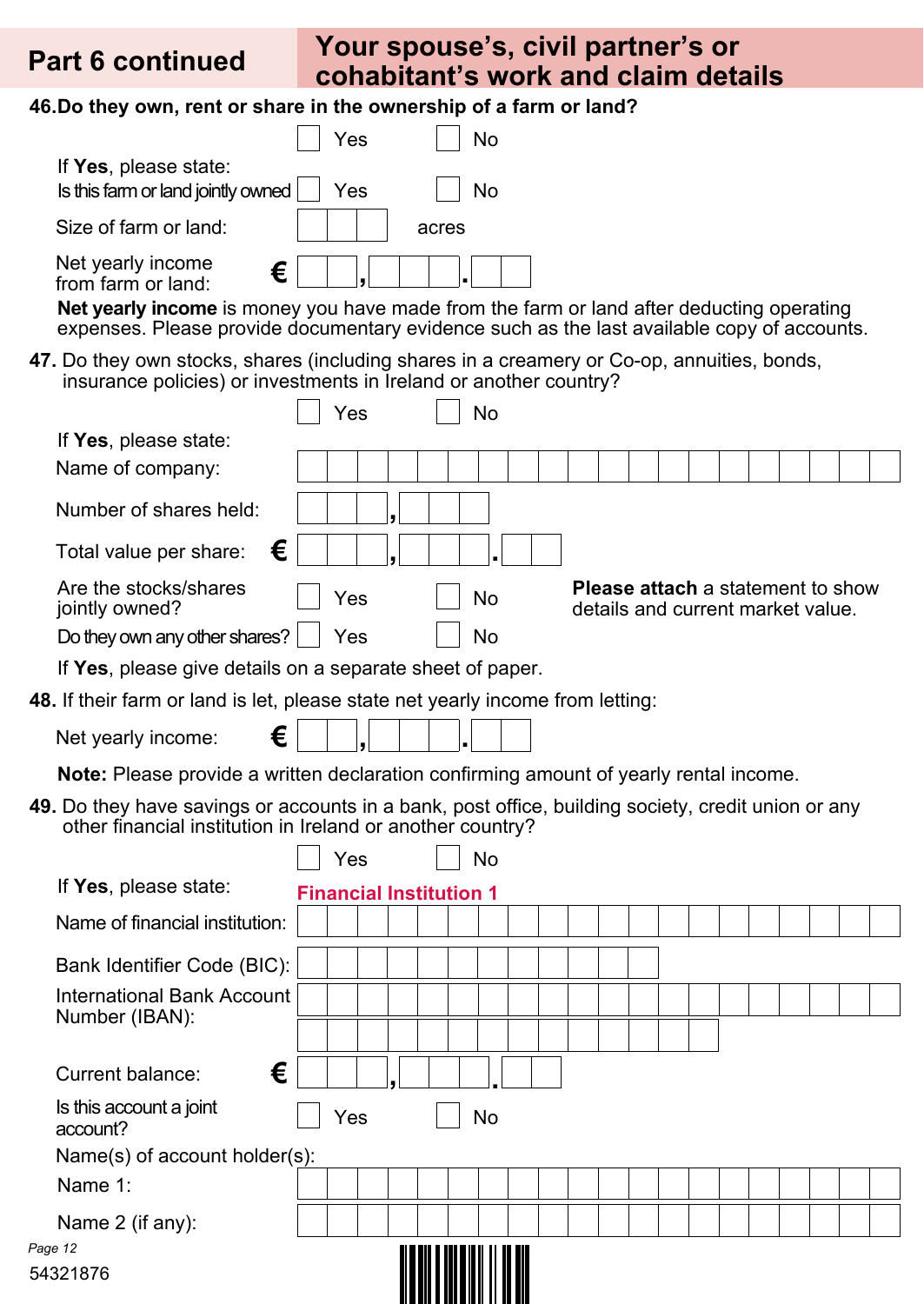## Part 6 continued — Your spouse's, civil partner's or cohabitant's work and claim details

**46. Do they own, rent or share in the ownership of a farm or land?**

☐ Yes ☐ No

If **Yes**, please state:

Is this farm or land jointly owned ☐ Yes ☐ No

Size of farm or land: ☐☐☐ acres

Net yearly income from farm or land: € ☐☐,☐☐☐.☐☐

**Net yearly income** is money you have made from the farm or land after deducting operating expenses. Please provide documentary evidence such as the last available copy of accounts.

**47.** Do they own stocks, shares (including shares in a creamery or Co-op, annuities, bonds, insurance policies) or investments in Ireland or another country?

☐ Yes ☐ No

If **Yes**, please state:

Name of company:

Number of shares held: ☐☐☐,☐☐☐

Total value per share: € ☐☐☐,☐☐☐.☐☐

Are the stocks/shares jointly owned? ☐ Yes ☐ No

**Please attach** a statement to show details and current market value.

Do they own any other shares? ☐ Yes ☐ No

If **Yes**, please give details on a separate sheet of paper.

**48.** If their farm or land is let, please state net yearly income from letting:

Net yearly income: € ☐☐,☐☐☐.☐☐

**Note:** Please provide a written declaration confirming amount of yearly rental income.

**49.** Do they have savings or accounts in a bank, post office, building society, credit union or any other financial institution in Ireland or another country?

☐ Yes ☐ No

If **Yes**, please state:

**Financial Institution 1**

Name of financial institution:

Bank Identifier Code (BIC):

International Bank Account Number (IBAN):

Current balance: € ☐☐☐,☐☐☐.☐☐

Is this account a joint account? ☐ Yes ☐ No

Name(s) of account holder(s):

Name 1:

Name 2 (if any):

54321876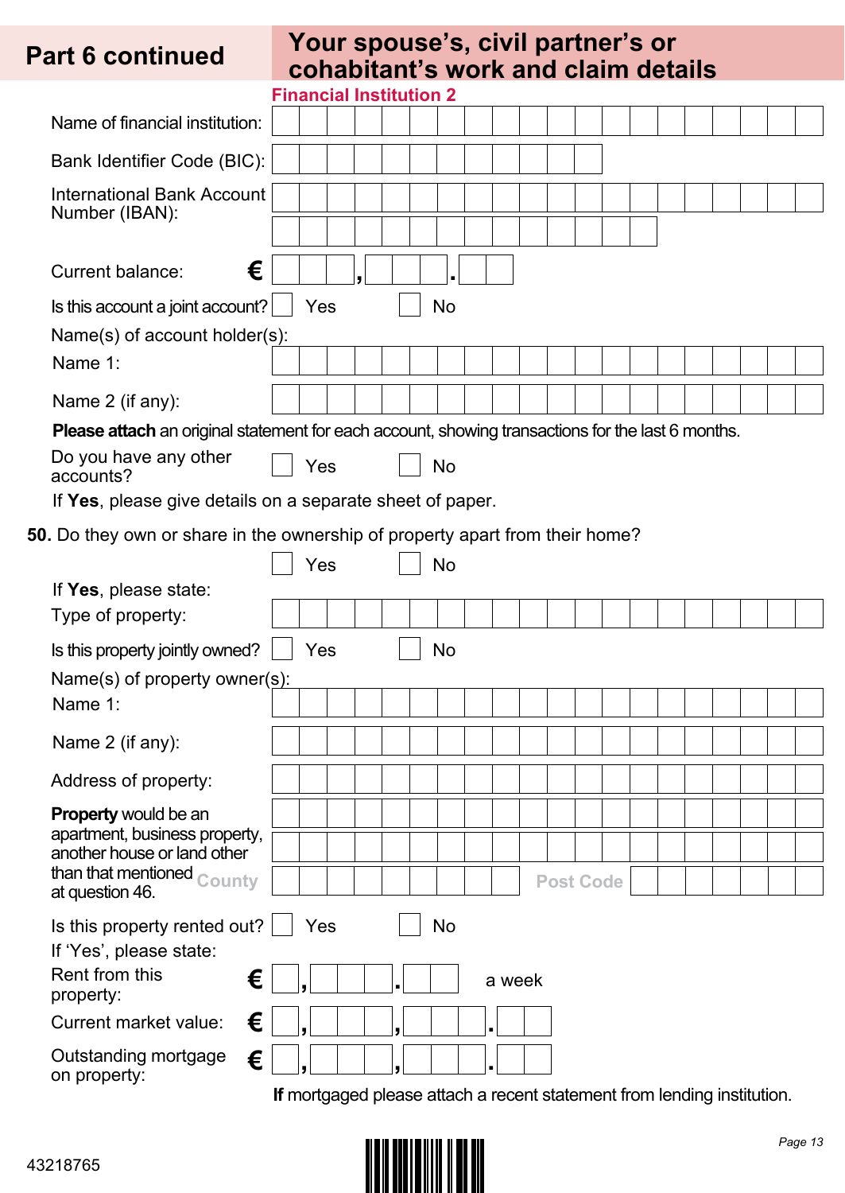## Part 6 continued — Your spouse's, civil partner's or cohabitant's work and claim details

**Financial Institution 2**

Name of financial institution:

Bank Identifier Code (BIC):

International Bank Account Number (IBAN):

Current balance: € ___ , ___ . ___

Is this account a joint account? ☐ Yes ☐ No

Name(s) of account holder(s):

Name 1:

Name 2 (if any):

**Please attach** an original statement for each account, showing transactions for the last 6 months.

Do you have any other accounts? ☐ Yes ☐ No

If **Yes**, please give details on a separate sheet of paper.

**50.** Do they own or share in the ownership of property apart from their home?

☐ Yes ☐ No

If **Yes**, please state:

Type of property:

Is this property jointly owned? ☐ Yes ☐ No

Name(s) of property owner(s):

Name 1:

Name 2 (if any):

Address of property:

**Property** would be an apartment, business property, another house or land other than that mentioned at question 46.

County

Post Code

Is this property rented out? ☐ Yes ☐ No

If 'Yes', please state:

Rent from this property: € ___ , ___ . ___ a week

Current market value: € ___ , ___ , ___ . ___

Outstanding mortgage on property: € ___ , ___ , ___ . ___

**If** mortgaged please attach a recent statement from lending institution.

43218765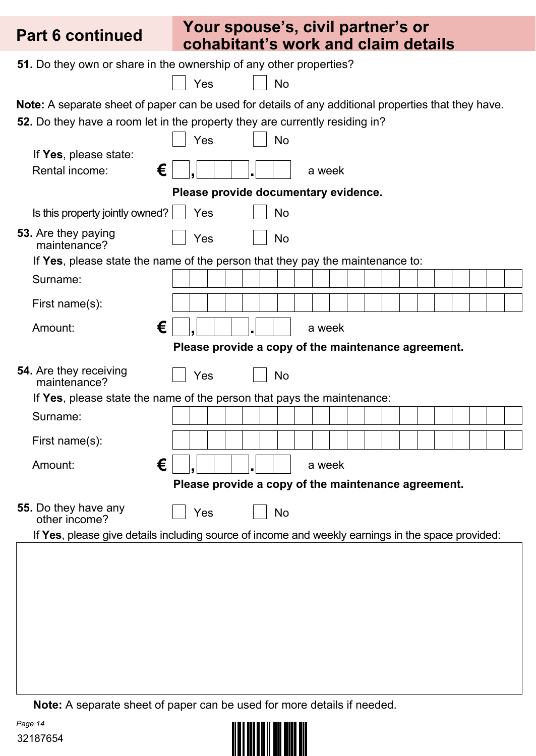## Part 6 continued — Your spouse's, civil partner's or cohabitant's work and claim details

**51.** Do they own or share in the ownership of any other properties?

☐ Yes ☐ No

**Note:** A separate sheet of paper can be used for details of any additional properties that they have.

**52.** Do they have a room let in the property they are currently residing in?

☐ Yes ☐ No

If **Yes**, please state:

Rental income: € ☐,☐☐☐.☐☐ a week

**Please provide documentary evidence.**

Is this property jointly owned? ☐ Yes ☐ No

**53.** Are they paying maintenance?

☐ Yes ☐ No

If **Yes**, please state the name of the person that they pay the maintenance to:

Surname: ____________________

First name(s): ____________________

Amount: € ☐,☐☐☐.☐☐ a week

**Please provide a copy of the maintenance agreement.**

**54.** Are they receiving maintenance?

☐ Yes ☐ No

If **Yes**, please state the name of the person that pays the maintenance:

Surname: ____________________

First name(s): ____________________

Amount: € ☐,☐☐☐.☐☐ a week

**Please provide a copy of the maintenance agreement.**

**55.** Do they have any other income?

☐ Yes ☐ No

If **Yes**, please give details including source of income and weekly earnings in the space provided:

&nbsp;

**Note:** A separate sheet of paper can be used for more details if needed.

32187654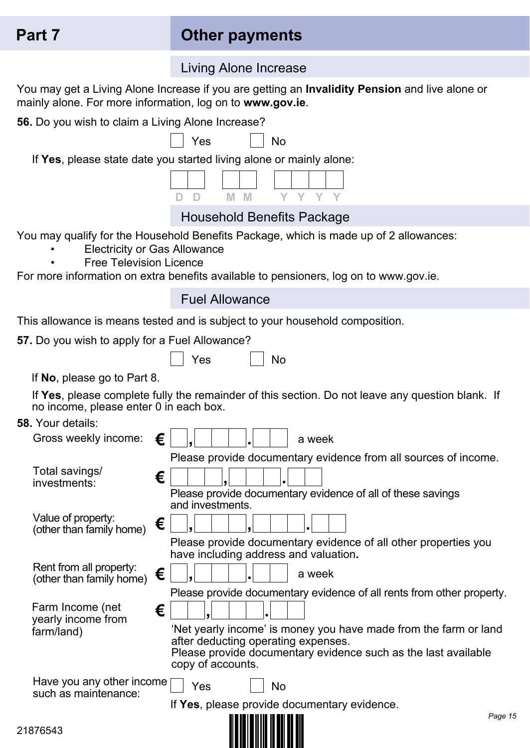## Part 7 — Other payments

### Living Alone Increase

You may get a Living Alone Increase if you are getting an **Invalidity Pension** and live alone or mainly alone. For more information, log on to **www.gov.ie**.

**56.** Do you wish to claim a Living Alone Increase?

☐ Yes ☐ No

If **Yes**, please state date you started living alone or mainly alone:

D D / M M / Y Y Y Y

### Household Benefits Package

You may qualify for the Household Benefits Package, which is made up of 2 allowances:

- Electricity or Gas Allowance
- Free Television Licence

For more information on extra benefits available to pensioners, log on to www.gov.ie.

### Fuel Allowance

This allowance is means tested and is subject to your household composition.

**57.** Do you wish to apply for a Fuel Allowance?

☐ Yes ☐ No

If **No**, please go to Part 8.

If **Yes**, please complete fully the remainder of this section. Do not leave any question blank. If no income, please enter 0 in each box.

**58.** Your details:

Gross weekly income: € \_,\_\_\_.\_\_ a week

Please provide documentary evidence from all sources of income.

Total savings/ investments: € \_\_\_,\_\_\_.\_\_

Please provide documentary evidence of all of these savings and investments.

Value of property: (other than family home) € \_,\_\_\_,\_\_\_.\_\_

Please provide documentary evidence of all other properties you have including address and valuation**.**

Rent from all property: (other than family home) € \_,\_\_\_.\_\_ a week

Please provide documentary evidence of all rents from other property.

Farm Income (net yearly income from farm/land) € \_\_,\_\_\_.\_\_

'Net yearly income' is money you have made from the farm or land after deducting operating expenses.
Please provide documentary evidence such as the last available copy of accounts.

Have you any other income such as maintenance: ☐ Yes ☐ No

If **Yes**, please provide documentary evidence.

21876543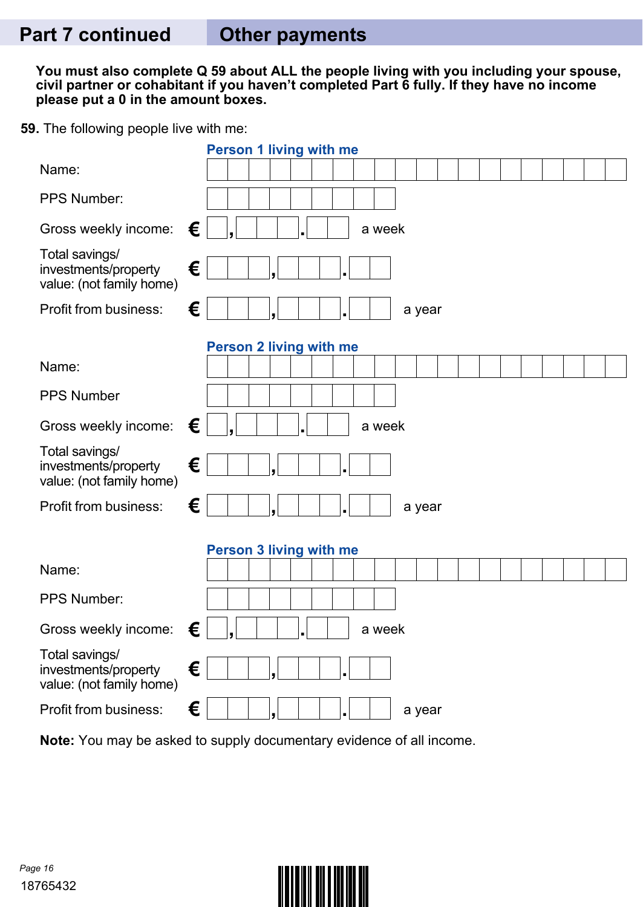## Part 7 continued — Other payments

**You must also complete Q 59 about ALL the people living with you including your spouse, civil partner or cohabitant if you haven't completed Part 6 fully. If they have no income please put a 0 in the amount boxes.**

**59.** The following people live with me:

### Person 1 living with me

Name: ____________________

PPS Number: ____________________

Gross weekly income: € ___ , ___ . ___ a week

Total savings/ investments/property value: (not family home) € ___ , ___ . ___

Profit from business: € ___ , ___ . ___ a year

### Person 2 living with me

Name: ____________________

PPS Number ____________________

Gross weekly income: € ___ , ___ . ___ a week

Total savings/ investments/property value: (not family home) € ___ , ___ . ___

Profit from business: € ___ , ___ . ___ a year

### Person 3 living with me

Name: ____________________

PPS Number: ____________________

Gross weekly income: € ___ , ___ . ___ a week

Total savings/ investments/property value: (not family home) € ___ , ___ . ___

Profit from business: € ___ , ___ . ___ a year

**Note:** You may be asked to supply documentary evidence of all income.

18765432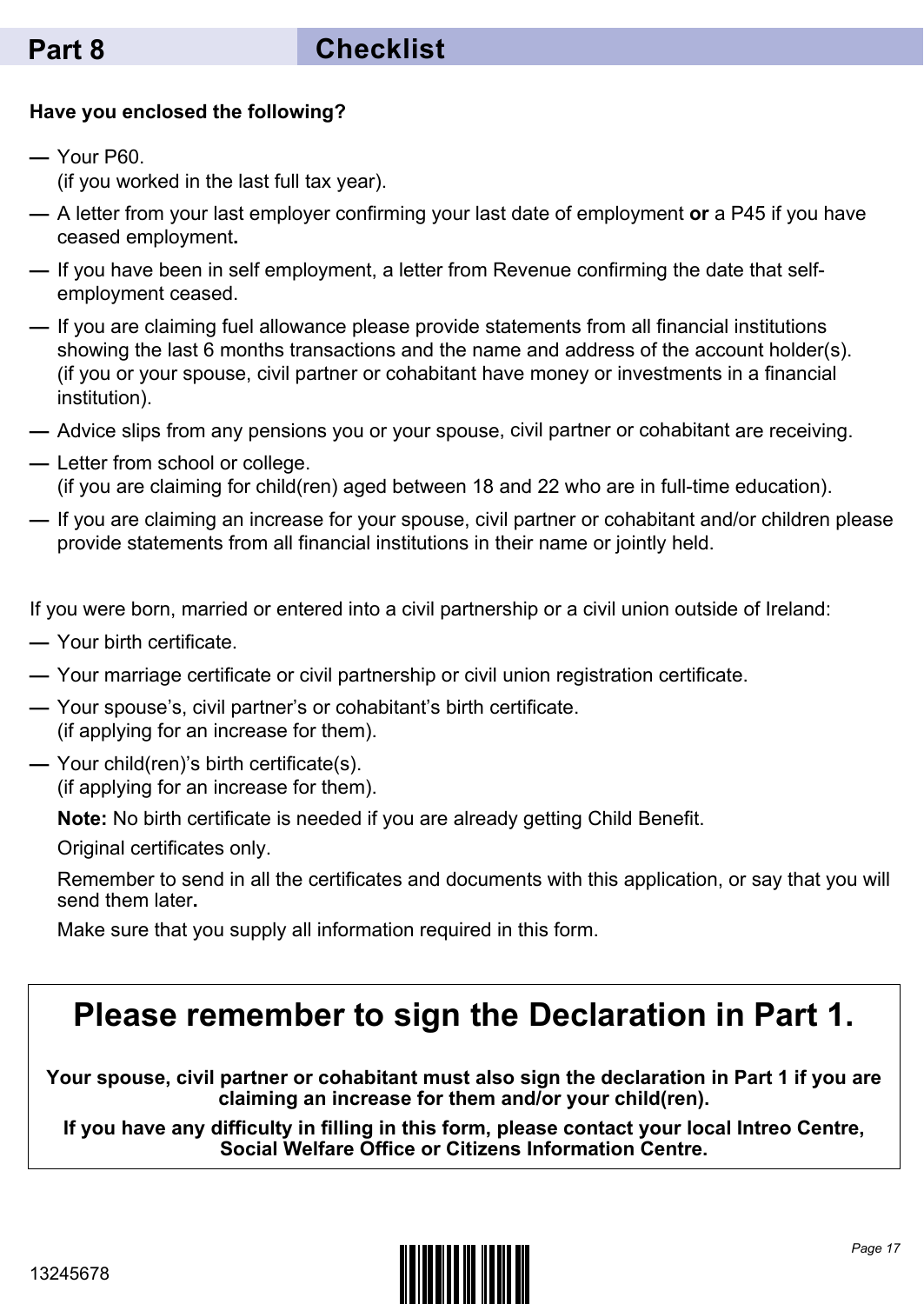## Part 8 Checklist

**Have you enclosed the following?**

- Your P60.
  (if you worked in the last full tax year).
- A letter from your last employer confirming your last date of employment **or** a P45 if you have ceased employment**.**
- If you have been in self employment, a letter from Revenue confirming the date that self-employment ceased.
- If you are claiming fuel allowance please provide statements from all financial institutions showing the last 6 months transactions and the name and address of the account holder(s). (if you or your spouse, civil partner or cohabitant have money or investments in a financial institution).
- Advice slips from any pensions you or your spouse, civil partner or cohabitant are receiving.
- Letter from school or college.
  (if you are claiming for child(ren) aged between 18 and 22 who are in full-time education).
- If you are claiming an increase for your spouse, civil partner or cohabitant and/or children please provide statements from all financial institutions in their name or jointly held.

If you were born, married or entered into a civil partnership or a civil union outside of Ireland:

- Your birth certificate.
- Your marriage certificate or civil partnership or civil union registration certificate.
- Your spouse's, civil partner's or cohabitant's birth certificate.
  (if applying for an increase for them).
- Your child(ren)'s birth certificate(s).
  (if applying for an increase for them).

  **Note:** No birth certificate is needed if you are already getting Child Benefit.

  Original certificates only.

  Remember to send in all the certificates and documents with this application, or say that you will send them later**.**

  Make sure that you supply all information required in this form.

# Please remember to sign the Declaration in Part 1.

**Your spouse, civil partner or cohabitant must also sign the declaration in Part 1 if you are claiming an increase for them and/or your child(ren).**

**If you have any difficulty in filling in this form, please contact your local Intreo Centre, Social Welfare Office or Citizens Information Centre.**

13245678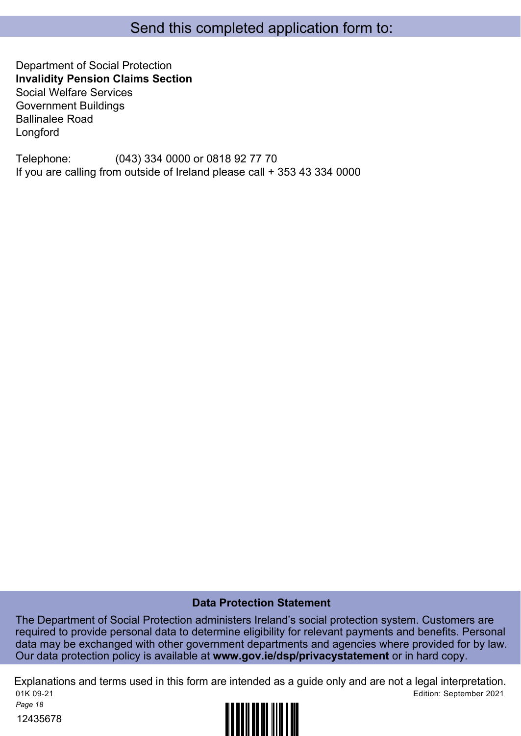## Send this completed application form to:

Department of Social Protection
**Invalidity Pension Claims Section**
Social Welfare Services
Government Buildings
Ballinalee Road
Longford

Telephone: (043) 334 0000 or 0818 92 77 70
If you are calling from outside of Ireland please call + 353 43 334 0000

### Data Protection Statement

The Department of Social Protection administers Ireland's social protection system. Customers are required to provide personal data to determine eligibility for relevant payments and benefits. Personal data may be exchanged with other government departments and agencies where provided for by law. Our data protection policy is available at **www.gov.ie/dsp/privacystatement** or in hard copy.

Explanations and terms used in this form are intended as a guide only and are not a legal interpretation.

01K 09-21

Edition: September 2021

12435678